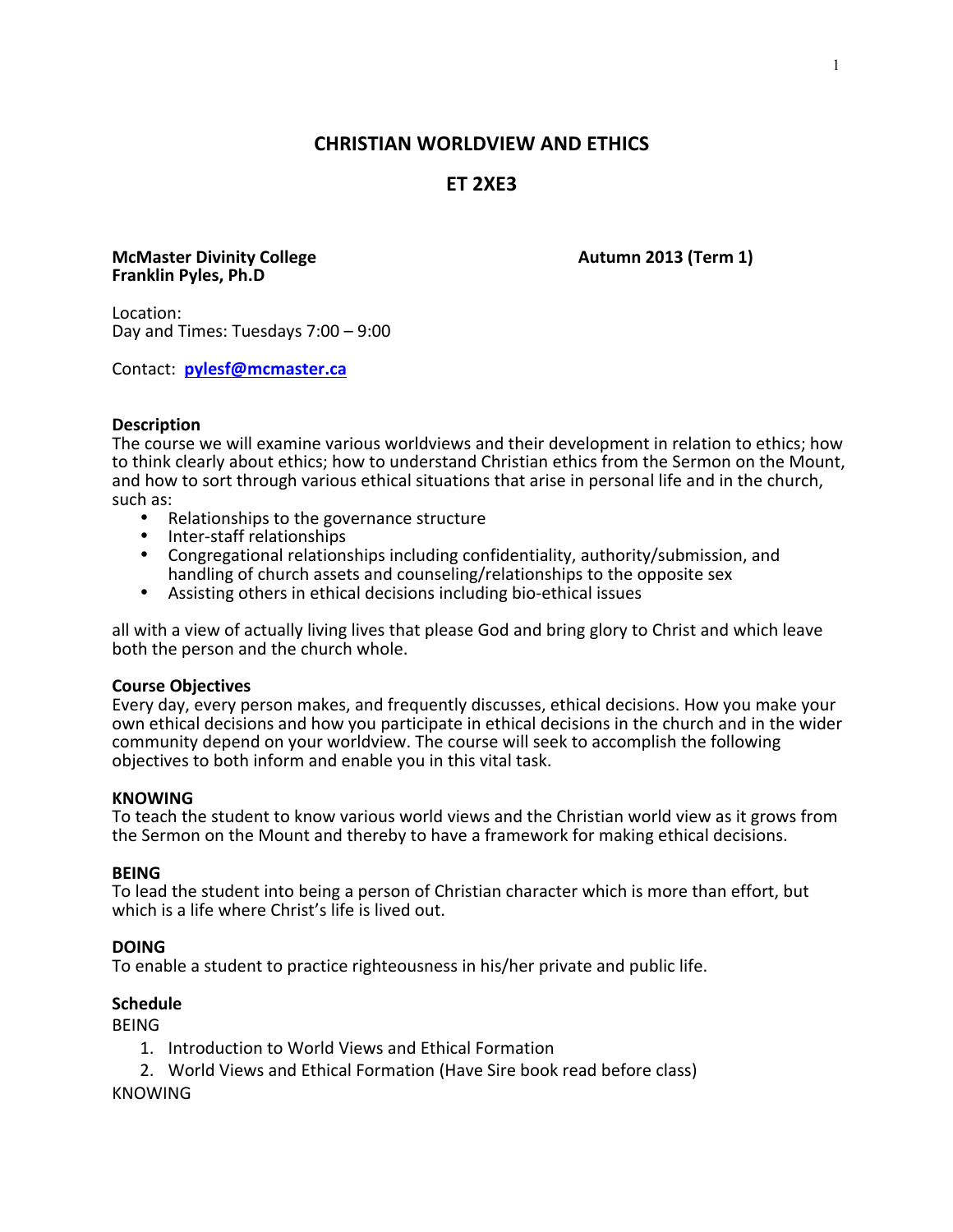# CHRISTIAN WORLDVIEW AND ETHICS

## ET 2XE3

**McMaster Divinity College** **Autumn 2013 (Term 1)**
**Franklin Pyles, Ph.D**

Location:
Day and Times: Tuesdays 7:00 – 9:00

Contact: **pylesf@mcmaster.ca**

**Description**
The course we will examine various worldviews and their development in relation to ethics; how to think clearly about ethics; how to understand Christian ethics from the Sermon on the Mount, and how to sort through various ethical situations that arise in personal life and in the church, such as:

- Relationships to the governance structure
- Inter-staff relationships
- Congregational relationships including confidentiality, authority/submission, and handling of church assets and counseling/relationships to the opposite sex
- Assisting others in ethical decisions including bio-ethical issues

all with a view of actually living lives that please God and bring glory to Christ and which leave both the person and the church whole.

**Course Objectives**
Every day, every person makes, and frequently discusses, ethical decisions. How you make your own ethical decisions and how you participate in ethical decisions in the church and in the wider community depend on your worldview. The course will seek to accomplish the following objectives to both inform and enable you in this vital task.

**KNOWING**
To teach the student to know various world views and the Christian world view as it grows from the Sermon on the Mount and thereby to have a framework for making ethical decisions.

**BEING**
To lead the student into being a person of Christian character which is more than effort, but which is a life where Christ's life is lived out.

**DOING**
To enable a student to practice righteousness in his/her private and public life.

**Schedule**
BEING

1. Introduction to World Views and Ethical Formation
2. World Views and Ethical Formation (Have Sire book read before class)

KNOWING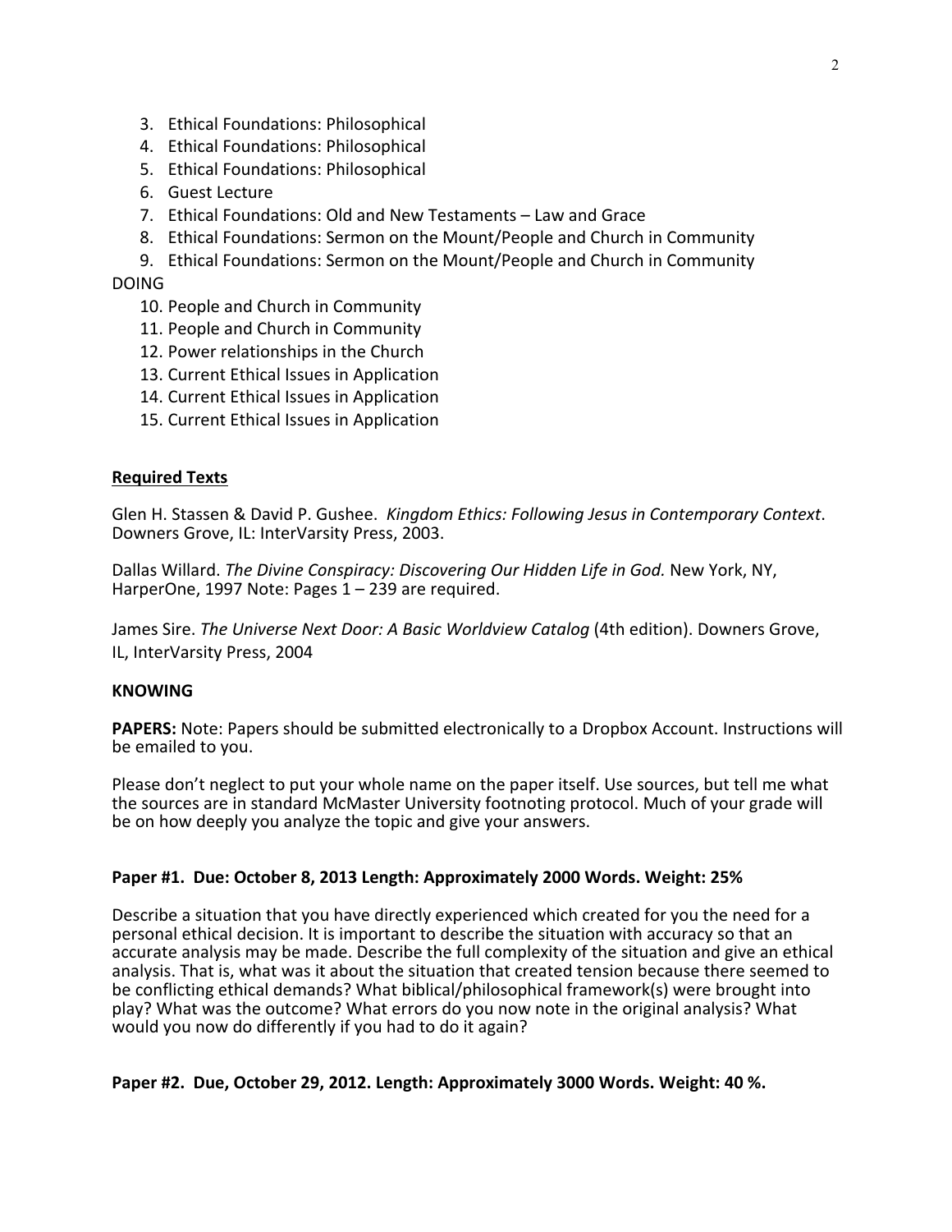3. Ethical Foundations: Philosophical
4. Ethical Foundations: Philosophical
5. Ethical Foundations: Philosophical
6. Guest Lecture
7. Ethical Foundations: Old and New Testaments – Law and Grace
8. Ethical Foundations: Sermon on the Mount/People and Church in Community
9. Ethical Foundations: Sermon on the Mount/People and Church in Community

DOING

10. People and Church in Community
11. People and Church in Community
12. Power relationships in the Church
13. Current Ethical Issues in Application
14. Current Ethical Issues in Application
15. Current Ethical Issues in Application

**Required Texts**

Glen H. Stassen & David P. Gushee. *Kingdom Ethics: Following Jesus in Contemporary Context*. Downers Grove, IL: InterVarsity Press, 2003.

Dallas Willard. *The Divine Conspiracy: Discovering Our Hidden Life in God.* New York, NY, HarperOne, 1997 Note: Pages 1 – 239 are required.

James Sire. *The Universe Next Door: A Basic Worldview Catalog* (4th edition). Downers Grove, IL, InterVarsity Press, 2004

**KNOWING**

**PAPERS:** Note: Papers should be submitted electronically to a Dropbox Account. Instructions will be emailed to you.

Please don't neglect to put your whole name on the paper itself. Use sources, but tell me what the sources are in standard McMaster University footnoting protocol. Much of your grade will be on how deeply you analyze the topic and give your answers.

**Paper #1. Due: October 8, 2013 Length: Approximately 2000 Words. Weight: 25%**

Describe a situation that you have directly experienced which created for you the need for a personal ethical decision. It is important to describe the situation with accuracy so that an accurate analysis may be made. Describe the full complexity of the situation and give an ethical analysis. That is, what was it about the situation that created tension because there seemed to be conflicting ethical demands? What biblical/philosophical framework(s) were brought into play? What was the outcome? What errors do you now note in the original analysis? What would you now do differently if you had to do it again?

**Paper #2. Due, October 29, 2012. Length: Approximately 3000 Words. Weight: 40 %.**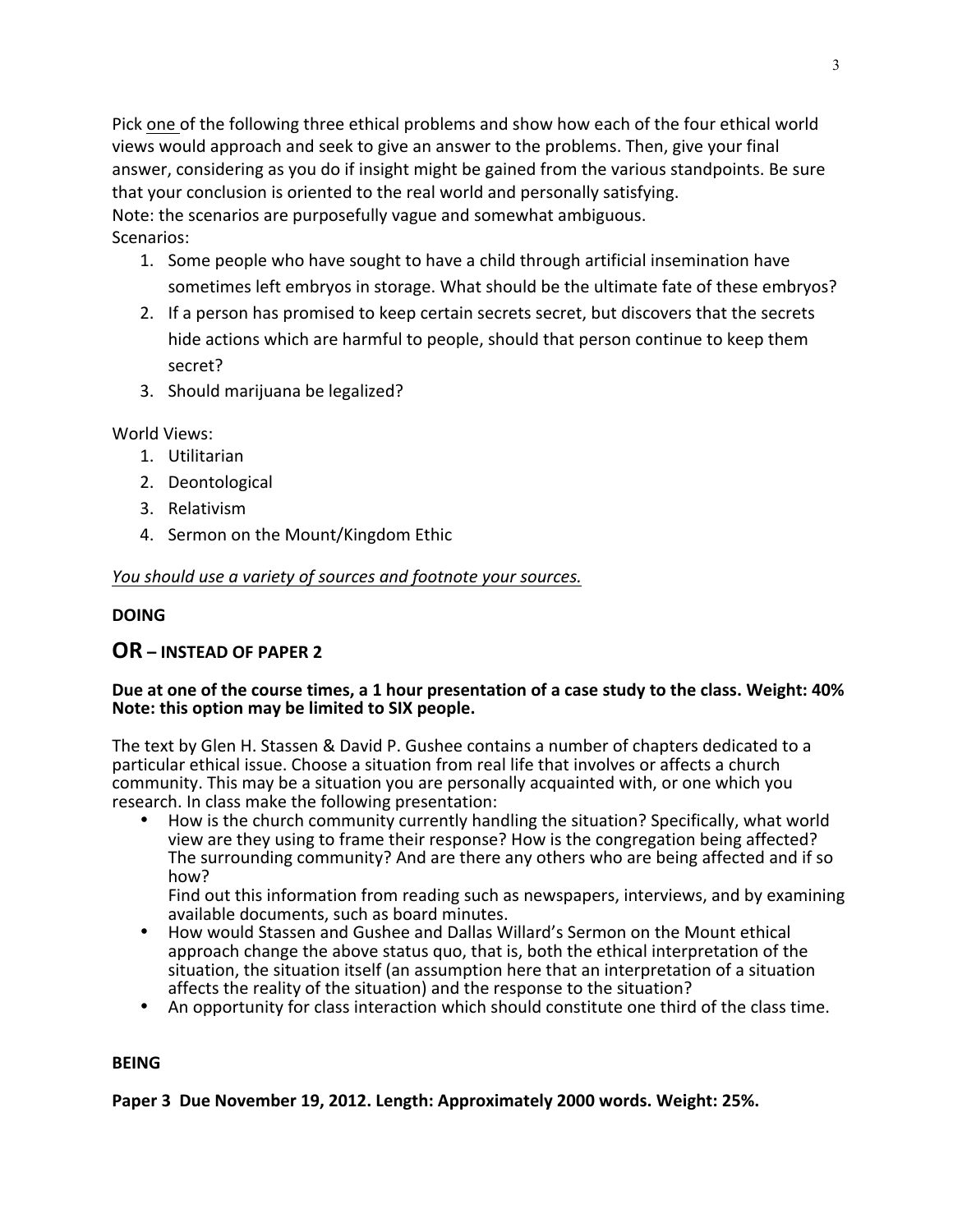Pick one of the following three ethical problems and show how each of the four ethical world views would approach and seek to give an answer to the problems. Then, give your final answer, considering as you do if insight might be gained from the various standpoints. Be sure that your conclusion is oriented to the real world and personally satisfying.
Note: the scenarios are purposefully vague and somewhat ambiguous.
Scenarios:

1. Some people who have sought to have a child through artificial insemination have sometimes left embryos in storage. What should be the ultimate fate of these embryos?
2. If a person has promised to keep certain secrets secret, but discovers that the secrets hide actions which are harmful to people, should that person continue to keep them secret?
3. Should marijuana be legalized?

World Views:

1. Utilitarian
2. Deontological
3. Relativism
4. Sermon on the Mount/Kingdom Ethic

*You should use a variety of sources and footnote your sources.*

**DOING**

## OR – INSTEAD OF PAPER 2

**Due at one of the course times, a 1 hour presentation of a case study to the class. Weight: 40%**
**Note: this option may be limited to SIX people.**

The text by Glen H. Stassen & David P. Gushee contains a number of chapters dedicated to a particular ethical issue. Choose a situation from real life that involves or affects a church community. This may be a situation you are personally acquainted with, or one which you research. In class make the following presentation:

- How is the church community currently handling the situation? Specifically, what world view are they using to frame their response? How is the congregation being affected? The surrounding community? And are there any others who are being affected and if so how?
  Find out this information from reading such as newspapers, interviews, and by examining available documents, such as board minutes.
- How would Stassen and Gushee and Dallas Willard's Sermon on the Mount ethical approach change the above status quo, that is, both the ethical interpretation of the situation, the situation itself (an assumption here that an interpretation of a situation affects the reality of the situation) and the response to the situation?
- An opportunity for class interaction which should constitute one third of the class time.

**BEING**

**Paper 3 Due November 19, 2012. Length: Approximately 2000 words. Weight: 25%.**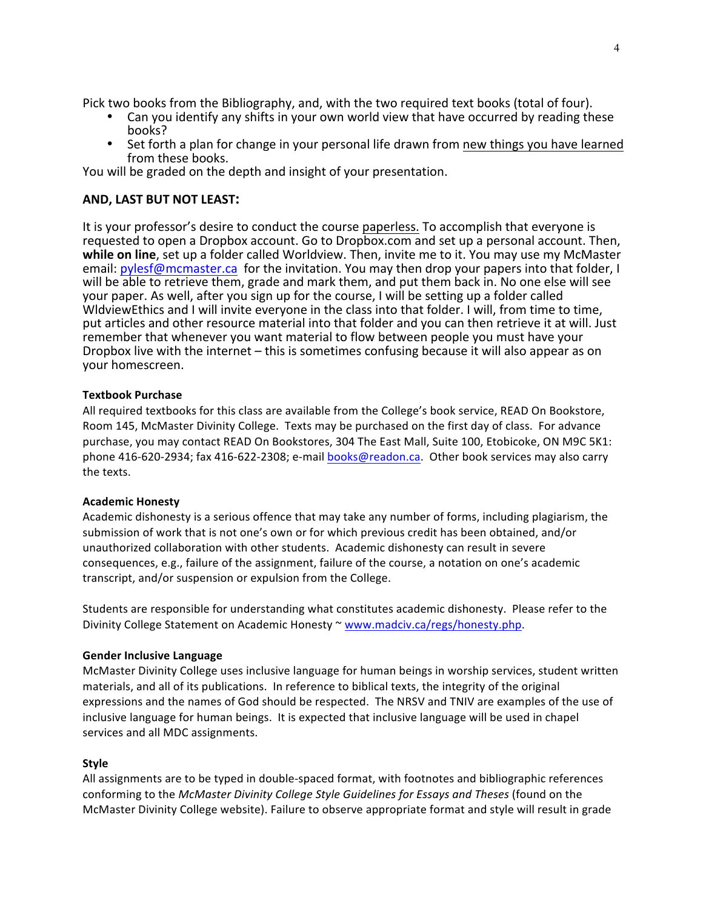Pick two books from the Bibliography, and, with the two required text books (total of four).

- Can you identify any shifts in your own world view that have occurred by reading these books?
- Set forth a plan for change in your personal life drawn from <u>new things you have learned</u> from these books.

You will be graded on the depth and insight of your presentation.

### AND, LAST BUT NOT LEAST:

It is your professor's desire to conduct the course <u>paperless.</u> To accomplish that everyone is requested to open a Dropbox account. Go to Dropbox.com and set up a personal account. Then, **while on line**, set up a folder called Worldview. Then, invite me to it. You may use my McMaster email: pylesf@mcmaster.ca for the invitation. You may then drop your papers into that folder, I will be able to retrieve them, grade and mark them, and put them back in. No one else will see your paper. As well, after you sign up for the course, I will be setting up a folder called WldviewEthics and I will invite everyone in the class into that folder. I will, from time to time, put articles and other resource material into that folder and you can then retrieve it at will. Just remember that whenever you want material to flow between people you must have your Dropbox live with the internet – this is sometimes confusing because it will also appear as on your homescreen.

#### Textbook Purchase

All required textbooks for this class are available from the College's book service, READ On Bookstore, Room 145, McMaster Divinity College. Texts may be purchased on the first day of class. For advance purchase, you may contact READ On Bookstores, 304 The East Mall, Suite 100, Etobicoke, ON M9C 5K1: phone 416-620-2934; fax 416-622-2308; e-mail books@readon.ca. Other book services may also carry the texts.

#### Academic Honesty

Academic dishonesty is a serious offence that may take any number of forms, including plagiarism, the submission of work that is not one's own or for which previous credit has been obtained, and/or unauthorized collaboration with other students. Academic dishonesty can result in severe consequences, e.g., failure of the assignment, failure of the course, a notation on one's academic transcript, and/or suspension or expulsion from the College.

Students are responsible for understanding what constitutes academic dishonesty. Please refer to the Divinity College Statement on Academic Honesty ~ www.madciv.ca/regs/honesty.php.

#### Gender Inclusive Language

McMaster Divinity College uses inclusive language for human beings in worship services, student written materials, and all of its publications. In reference to biblical texts, the integrity of the original expressions and the names of God should be respected. The NRSV and TNIV are examples of the use of inclusive language for human beings. It is expected that inclusive language will be used in chapel services and all MDC assignments.

#### Style

All assignments are to be typed in double-spaced format, with footnotes and bibliographic references conforming to the *McMaster Divinity College Style Guidelines for Essays and Theses* (found on the McMaster Divinity College website). Failure to observe appropriate format and style will result in grade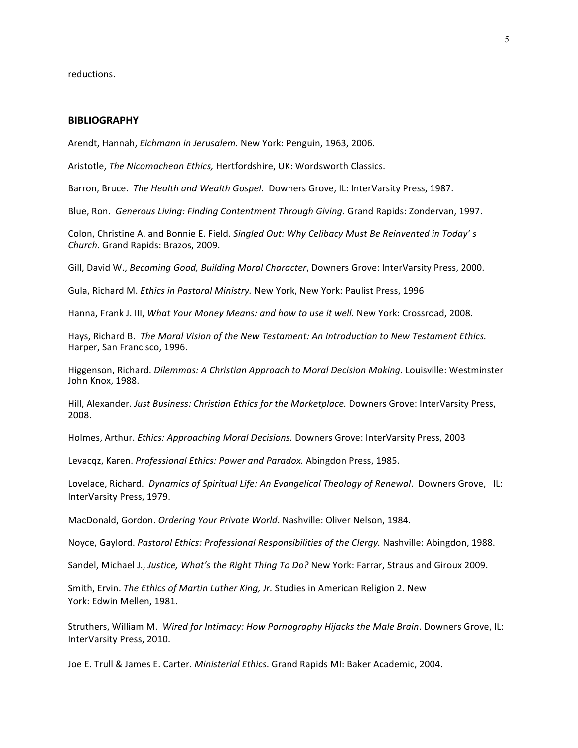reductions.

## BIBLIOGRAPHY

Arendt, Hannah, *Eichmann in Jerusalem.* New York: Penguin, 1963, 2006.

Aristotle, *The Nicomachean Ethics,* Hertfordshire, UK: Wordsworth Classics.

Barron, Bruce. *The Health and Wealth Gospel*. Downers Grove, IL: InterVarsity Press, 1987.

Blue, Ron. *Generous Living: Finding Contentment Through Giving*. Grand Rapids: Zondervan, 1997.

Colon, Christine A. and Bonnie E. Field. *Singled Out: Why Celibacy Must Be Reinvented in Today' s Church*. Grand Rapids: Brazos, 2009.

Gill, David W., *Becoming Good, Building Moral Character*, Downers Grove: InterVarsity Press, 2000.

Gula, Richard M. *Ethics in Pastoral Ministry.* New York, New York: Paulist Press, 1996

Hanna, Frank J. III, *What Your Money Means: and how to use it well.* New York: Crossroad, 2008.

Hays, Richard B. *The Moral Vision of the New Testament: An Introduction to New Testament Ethics.* Harper, San Francisco, 1996.

Higgenson, Richard. *Dilemmas: A Christian Approach to Moral Decision Making.* Louisville: Westminster John Knox, 1988.

Hill, Alexander. *Just Business: Christian Ethics for the Marketplace.* Downers Grove: InterVarsity Press, 2008.

Holmes, Arthur. *Ethics: Approaching Moral Decisions.* Downers Grove: InterVarsity Press, 2003

Levacqz, Karen. *Professional Ethics: Power and Paradox.* Abingdon Press, 1985.

Lovelace, Richard. *Dynamics of Spiritual Life: An Evangelical Theology of Renewal*. Downers Grove, IL: InterVarsity Press, 1979.

MacDonald, Gordon. *Ordering Your Private World*. Nashville: Oliver Nelson, 1984.

Noyce, Gaylord. *Pastoral Ethics: Professional Responsibilities of the Clergy.* Nashville: Abingdon, 1988.

Sandel, Michael J., *Justice, What's the Right Thing To Do?* New York: Farrar, Straus and Giroux 2009.

Smith, Ervin. *The Ethics of Martin Luther King, Jr.* Studies in American Religion 2. New York: Edwin Mellen, 1981.

Struthers, William M. *Wired for Intimacy: How Pornography Hijacks the Male Brain*. Downers Grove, IL: InterVarsity Press, 2010.

Joe E. Trull & James E. Carter. *Ministerial Ethics*. Grand Rapids MI: Baker Academic, 2004.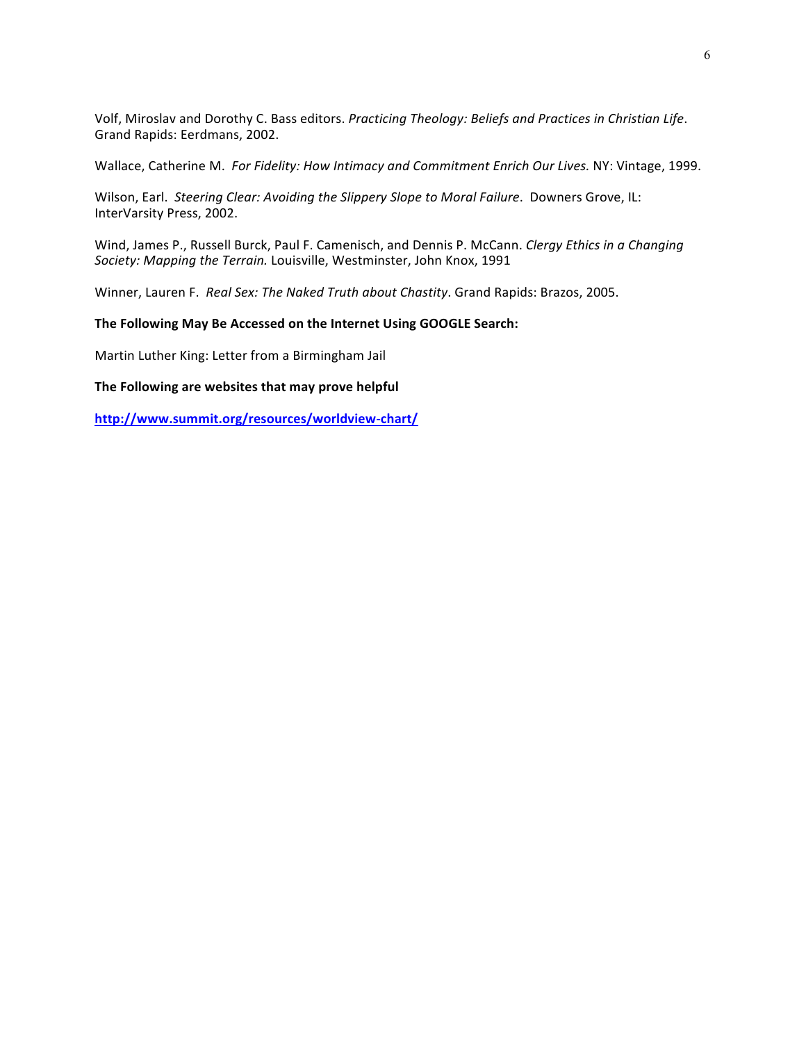Volf, Miroslav and Dorothy C. Bass editors. *Practicing Theology: Beliefs and Practices in Christian Life*. Grand Rapids: Eerdmans, 2002.

Wallace, Catherine M. *For Fidelity: How Intimacy and Commitment Enrich Our Lives.* NY: Vintage, 1999.

Wilson, Earl. *Steering Clear: Avoiding the Slippery Slope to Moral Failure*. Downers Grove, IL: InterVarsity Press, 2002.

Wind, James P., Russell Burck, Paul F. Camenisch, and Dennis P. McCann. *Clergy Ethics in a Changing Society: Mapping the Terrain.* Louisville, Westminster, John Knox, 1991

Winner, Lauren F. *Real Sex: The Naked Truth about Chastity*. Grand Rapids: Brazos, 2005.

**The Following May Be Accessed on the Internet Using GOOGLE Search:**

Martin Luther King: Letter from a Birmingham Jail

**The Following are websites that may prove helpful**

**http://www.summit.org/resources/worldview-chart/**